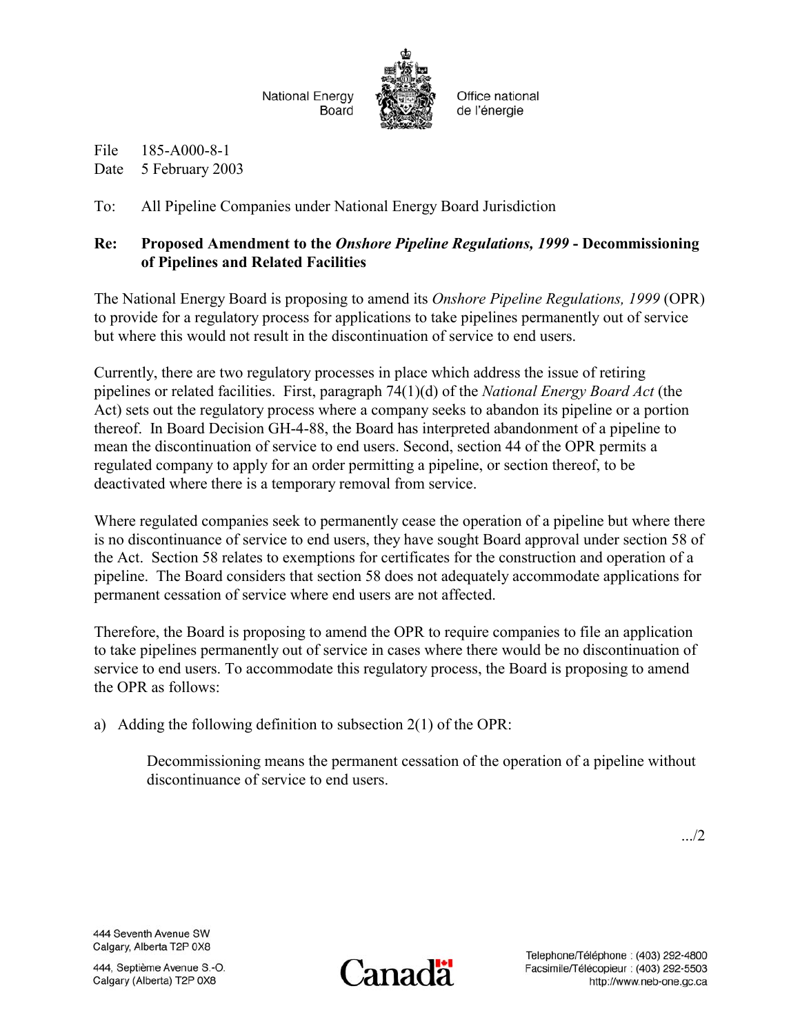National Energy Board

Office national de l'énergie

File 185-A000-8-1
Date 5 February 2003

To: All Pipeline Companies under National Energy Board Jurisdiction

**Re: Proposed Amendment to the *Onshore Pipeline Regulations, 1999* - Decommissioning of Pipelines and Related Facilities**

The National Energy Board is proposing to amend its *Onshore Pipeline Regulations, 1999* (OPR) to provide for a regulatory process for applications to take pipelines permanently out of service but where this would not result in the discontinuation of service to end users.

Currently, there are two regulatory processes in place which address the issue of retiring pipelines or related facilities. First, paragraph 74(1)(d) of the *National Energy Board Act* (the Act) sets out the regulatory process where a company seeks to abandon its pipeline or a portion thereof. In Board Decision GH-4-88, the Board has interpreted abandonment of a pipeline to mean the discontinuation of service to end users. Second, section 44 of the OPR permits a regulated company to apply for an order permitting a pipeline, or section thereof, to be deactivated where there is a temporary removal from service.

Where regulated companies seek to permanently cease the operation of a pipeline but where there is no discontinuance of service to end users, they have sought Board approval under section 58 of the Act. Section 58 relates to exemptions for certificates for the construction and operation of a pipeline. The Board considers that section 58 does not adequately accommodate applications for permanent cessation of service where end users are not affected.

Therefore, the Board is proposing to amend the OPR to require companies to file an application to take pipelines permanently out of service in cases where there would be no discontinuation of service to end users. To accommodate this regulatory process, the Board is proposing to amend the OPR as follows:

a) Adding the following definition to subsection 2(1) of the OPR:

> Decommissioning means the permanent cessation of the operation of a pipeline without discontinuance of service to end users.

.../2

444 Seventh Avenue SW
Calgary, Alberta T2P 0X8

444, Septième Avenue S.-O.
Calgary (Alberta) T2P 0X8

Canada

Telephone/Téléphone : (403) 292-4800
Facsimile/Télécopieur : (403) 292-5503
http://www.neb-one.gc.ca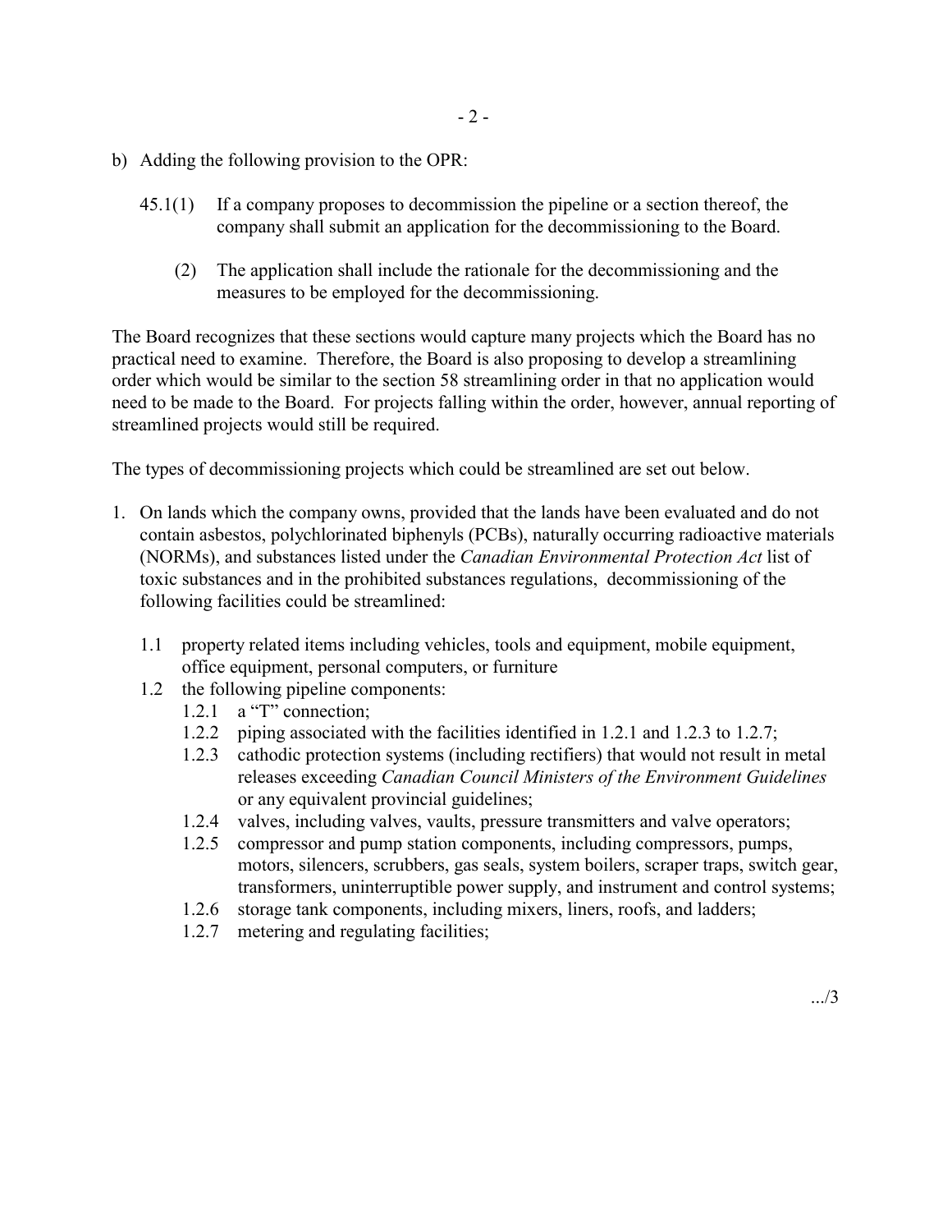b) Adding the following provision to the OPR:

45.1(1) If a company proposes to decommission the pipeline or a section thereof, the company shall submit an application for the decommissioning to the Board.

(2) The application shall include the rationale for the decommissioning and the measures to be employed for the decommissioning.

The Board recognizes that these sections would capture many projects which the Board has no practical need to examine. Therefore, the Board is also proposing to develop a streamlining order which would be similar to the section 58 streamlining order in that no application would need to be made to the Board. For projects falling within the order, however, annual reporting of streamlined projects would still be required.

The types of decommissioning projects which could be streamlined are set out below.

1. On lands which the company owns, provided that the lands have been evaluated and do not contain asbestos, polychlorinated biphenyls (PCBs), naturally occurring radioactive materials (NORMs), and substances listed under the *Canadian Environmental Protection Act* list of toxic substances and in the prohibited substances regulations, decommissioning of the following facilities could be streamlined:

   1.1 property related items including vehicles, tools and equipment, mobile equipment, office equipment, personal computers, or furniture

   1.2 the following pipeline components:

      1.2.1 a "T" connection;

      1.2.2 piping associated with the facilities identified in 1.2.1 and 1.2.3 to 1.2.7;

      1.2.3 cathodic protection systems (including rectifiers) that would not result in metal releases exceeding *Canadian Council Ministers of the Environment Guidelines* or any equivalent provincial guidelines;

      1.2.4 valves, including valves, vaults, pressure transmitters and valve operators;

      1.2.5 compressor and pump station components, including compressors, pumps, motors, silencers, scrubbers, gas seals, system boilers, scraper traps, switch gear, transformers, uninterruptible power supply, and instrument and control systems;

      1.2.6 storage tank components, including mixers, liners, roofs, and ladders;

      1.2.7 metering and regulating facilities;

.../3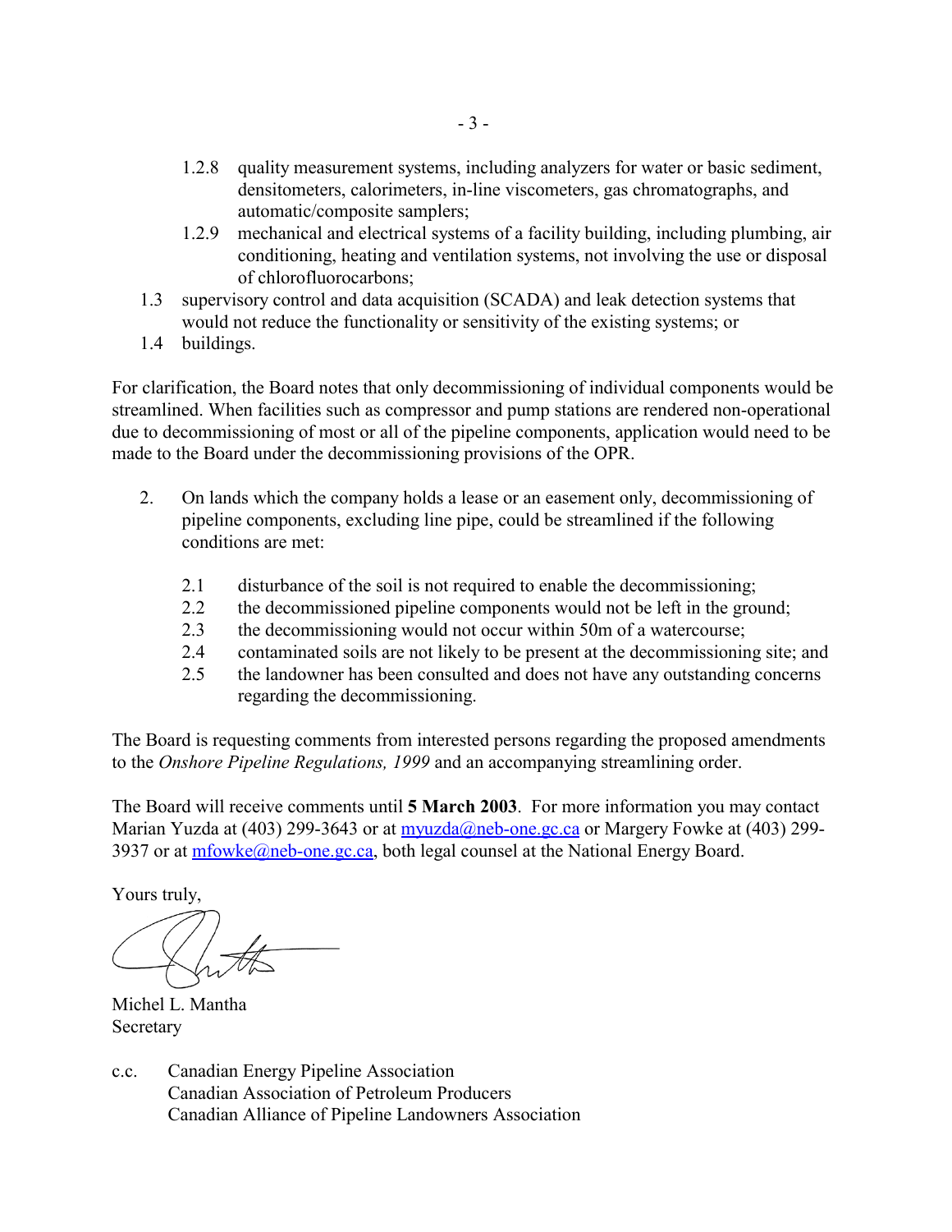1.2.8 quality measurement systems, including analyzers for water or basic sediment, densitometers, calorimeters, in-line viscometers, gas chromatographs, and automatic/composite samplers;

1.2.9 mechanical and electrical systems of a facility building, including plumbing, air conditioning, heating and ventilation systems, not involving the use or disposal of chlorofluorocarbons;

1.3 supervisory control and data acquisition (SCADA) and leak detection systems that would not reduce the functionality or sensitivity of the existing systems; or

1.4 buildings.

For clarification, the Board notes that only decommissioning of individual components would be streamlined. When facilities such as compressor and pump stations are rendered non-operational due to decommissioning of most or all of the pipeline components, application would need to be made to the Board under the decommissioning provisions of the OPR.

2. On lands which the company holds a lease or an easement only, decommissioning of pipeline components, excluding line pipe, could be streamlined if the following conditions are met:

   2.1 disturbance of the soil is not required to enable the decommissioning;
   2.2 the decommissioned pipeline components would not be left in the ground;
   2.3 the decommissioning would not occur within 50m of a watercourse;
   2.4 contaminated soils are not likely to be present at the decommissioning site; and
   2.5 the landowner has been consulted and does not have any outstanding concerns regarding the decommissioning.

The Board is requesting comments from interested persons regarding the proposed amendments to the *Onshore Pipeline Regulations, 1999* and an accompanying streamlining order.

The Board will receive comments until **5 March 2003**. For more information you may contact Marian Yuzda at (403) 299-3643 or at myuzda@neb-one.gc.ca or Margery Fowke at (403) 299-3937 or at mfowke@neb-one.gc.ca, both legal counsel at the National Energy Board.

Yours truly,

Michel L. Mantha
Secretary

c.c. Canadian Energy Pipeline Association
Canadian Association of Petroleum Producers
Canadian Alliance of Pipeline Landowners Association